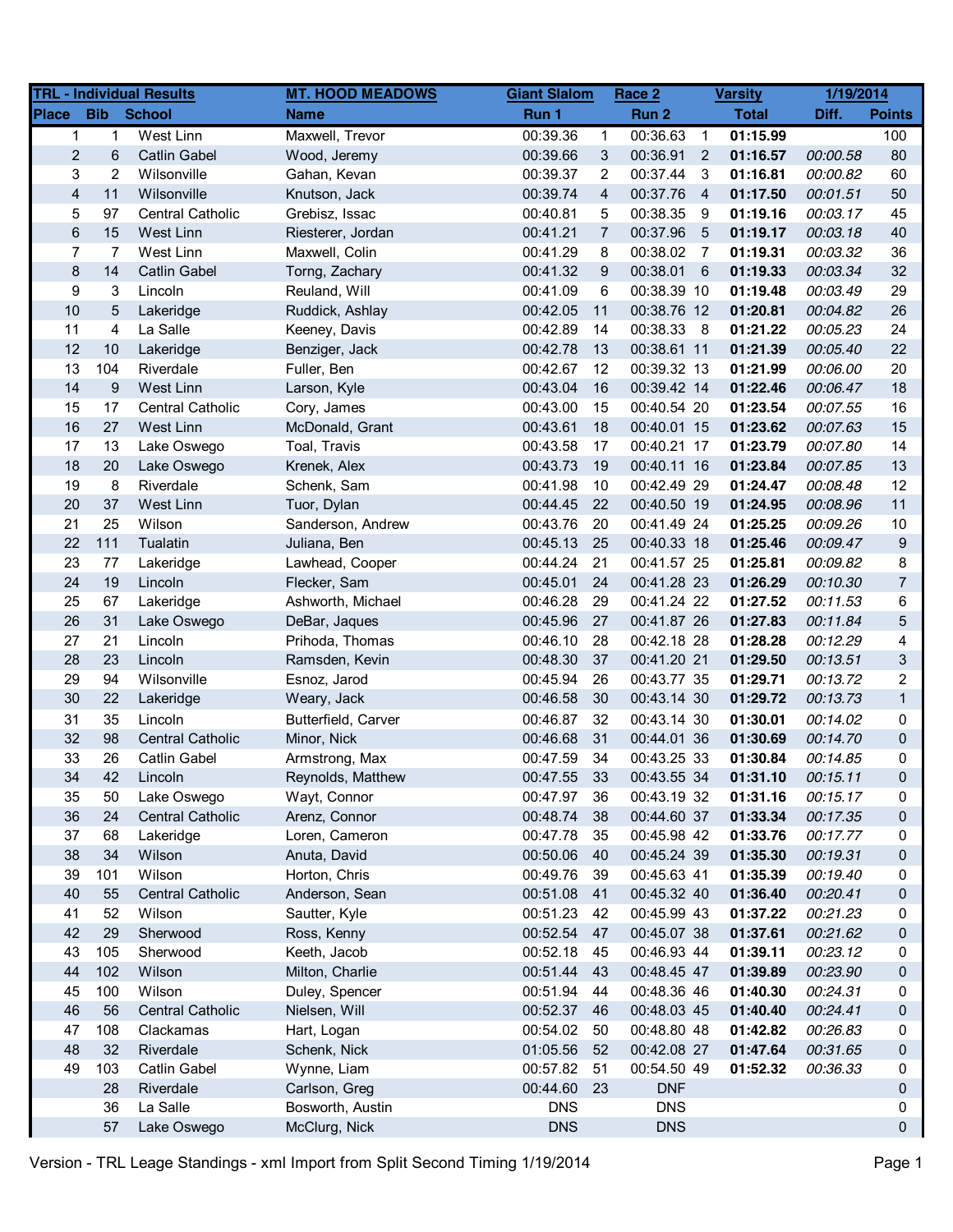| TRL - Individual Results | | | MT. HOOD MEADOWS | Giant Slalom | | Race 2 | | Varsity | 1/19/2014 | |
|---|---|---|---|---|---|---|---|---|---|---|
| Place | Bib | School | Name | Run 1 | | Run 2 | | Total | Diff. | Points |
| 1 | 1 | West Linn | Maxwell, Trevor | 00:39.36 | 1 | 00:36.63 | 1 | **01:15.99** | | 100 |
| 2 | 6 | Catlin Gabel | Wood, Jeremy | 00:39.66 | 3 | 00:36.91 | 2 | **01:16.57** | *00:00.58* | 80 |
| 3 | 2 | Wilsonville | Gahan, Kevan | 00:39.37 | 2 | 00:37.44 | 3 | **01:16.81** | *00:00.82* | 60 |
| 4 | 11 | Wilsonville | Knutson, Jack | 00:39.74 | 4 | 00:37.76 | 4 | **01:17.50** | *00:01.51* | 50 |
| 5 | 97 | Central Catholic | Grebisz, Issac | 00:40.81 | 5 | 00:38.35 | 9 | **01:19.16** | *00:03.17* | 45 |
| 6 | 15 | West Linn | Riesterer, Jordan | 00:41.21 | 7 | 00:37.96 | 5 | **01:19.17** | *00:03.18* | 40 |
| 7 | 7 | West Linn | Maxwell, Colin | 00:41.29 | 8 | 00:38.02 | 7 | **01:19.31** | *00:03.32* | 36 |
| 8 | 14 | Catlin Gabel | Torng, Zachary | 00:41.32 | 9 | 00:38.01 | 6 | **01:19.33** | *00:03.34* | 32 |
| 9 | 3 | Lincoln | Reuland, Will | 00:41.09 | 6 | 00:38.39 | 10 | **01:19.48** | *00:03.49* | 29 |
| 10 | 5 | Lakeridge | Ruddick, Ashlay | 00:42.05 | 11 | 00:38.76 | 12 | **01:20.81** | *00:04.82* | 26 |
| 11 | 4 | La Salle | Keeney, Davis | 00:42.89 | 14 | 00:38.33 | 8 | **01:21.22** | *00:05.23* | 24 |
| 12 | 10 | Lakeridge | Benziger, Jack | 00:42.78 | 13 | 00:38.61 | 11 | **01:21.39** | *00:05.40* | 22 |
| 13 | 104 | Riverdale | Fuller, Ben | 00:42.67 | 12 | 00:39.32 | 13 | **01:21.99** | *00:06.00* | 20 |
| 14 | 9 | West Linn | Larson, Kyle | 00:43.04 | 16 | 00:39.42 | 14 | **01:22.46** | *00:06.47* | 18 |
| 15 | 17 | Central Catholic | Cory, James | 00:43.00 | 15 | 00:40.54 | 20 | **01:23.54** | *00:07.55* | 16 |
| 16 | 27 | West Linn | McDonald, Grant | 00:43.61 | 18 | 00:40.01 | 15 | **01:23.62** | *00:07.63* | 15 |
| 17 | 13 | Lake Oswego | Toal, Travis | 00:43.58 | 17 | 00:40.21 | 17 | **01:23.79** | *00:07.80* | 14 |
| 18 | 20 | Lake Oswego | Krenek, Alex | 00:43.73 | 19 | 00:40.11 | 16 | **01:23.84** | *00:07.85* | 13 |
| 19 | 8 | Riverdale | Schenk, Sam | 00:41.98 | 10 | 00:42.49 | 29 | **01:24.47** | *00:08.48* | 12 |
| 20 | 37 | West Linn | Tuor, Dylan | 00:44.45 | 22 | 00:40.50 | 19 | **01:24.95** | *00:08.96* | 11 |
| 21 | 25 | Wilson | Sanderson, Andrew | 00:43.76 | 20 | 00:41.49 | 24 | **01:25.25** | *00:09.26* | 10 |
| 22 | 111 | Tualatin | Juliana, Ben | 00:45.13 | 25 | 00:40.33 | 18 | **01:25.46** | *00:09.47* | 9 |
| 23 | 77 | Lakeridge | Lawhead, Cooper | 00:44.24 | 21 | 00:41.57 | 25 | **01:25.81** | *00:09.82* | 8 |
| 24 | 19 | Lincoln | Flecker, Sam | 00:45.01 | 24 | 00:41.28 | 23 | **01:26.29** | *00:10.30* | 7 |
| 25 | 67 | Lakeridge | Ashworth, Michael | 00:46.28 | 29 | 00:41.24 | 22 | **01:27.52** | *00:11.53* | 6 |
| 26 | 31 | Lake Oswego | DeBar, Jaques | 00:45.96 | 27 | 00:41.87 | 26 | **01:27.83** | *00:11.84* | 5 |
| 27 | 21 | Lincoln | Prihoda, Thomas | 00:46.10 | 28 | 00:42.18 | 28 | **01:28.28** | *00:12.29* | 4 |
| 28 | 23 | Lincoln | Ramsden, Kevin | 00:48.30 | 37 | 00:41.20 | 21 | **01:29.50** | *00:13.51* | 3 |
| 29 | 94 | Wilsonville | Esnoz, Jarod | 00:45.94 | 26 | 00:43.77 | 35 | **01:29.71** | *00:13.72* | 2 |
| 30 | 22 | Lakeridge | Weary, Jack | 00:46.58 | 30 | 00:43.14 | 30 | **01:29.72** | *00:13.73* | 1 |
| 31 | 35 | Lincoln | Butterfield, Carver | 00:46.87 | 32 | 00:43.14 | 30 | **01:30.01** | *00:14.02* | 0 |
| 32 | 98 | Central Catholic | Minor, Nick | 00:46.68 | 31 | 00:44.01 | 36 | **01:30.69** | *00:14.70* | 0 |
| 33 | 26 | Catlin Gabel | Armstrong, Max | 00:47.59 | 34 | 00:43.25 | 33 | **01:30.84** | *00:14.85* | 0 |
| 34 | 42 | Lincoln | Reynolds, Matthew | 00:47.55 | 33 | 00:43.55 | 34 | **01:31.10** | *00:15.11* | 0 |
| 35 | 50 | Lake Oswego | Wayt, Connor | 00:47.97 | 36 | 00:43.19 | 32 | **01:31.16** | *00:15.17* | 0 |
| 36 | 24 | Central Catholic | Arenz, Connor | 00:48.74 | 38 | 00:44.60 | 37 | **01:33.34** | *00:17.35* | 0 |
| 37 | 68 | Lakeridge | Loren, Cameron | 00:47.78 | 35 | 00:45.98 | 42 | **01:33.76** | *00:17.77* | 0 |
| 38 | 34 | Wilson | Anuta, David | 00:50.06 | 40 | 00:45.24 | 39 | **01:35.30** | *00:19.31* | 0 |
| 39 | 101 | Wilson | Horton, Chris | 00:49.76 | 39 | 00:45.63 | 41 | **01:35.39** | *00:19.40* | 0 |
| 40 | 55 | Central Catholic | Anderson, Sean | 00:51.08 | 41 | 00:45.32 | 40 | **01:36.40** | *00:20.41* | 0 |
| 41 | 52 | Wilson | Sautter, Kyle | 00:51.23 | 42 | 00:45.99 | 43 | **01:37.22** | *00:21.23* | 0 |
| 42 | 29 | Sherwood | Ross, Kenny | 00:52.54 | 47 | 00:45.07 | 38 | **01:37.61** | *00:21.62* | 0 |
| 43 | 105 | Sherwood | Keeth, Jacob | 00:52.18 | 45 | 00:46.93 | 44 | **01:39.11** | *00:23.12* | 0 |
| 44 | 102 | Wilson | Milton, Charlie | 00:51.44 | 43 | 00:48.45 | 47 | **01:39.89** | *00:23.90* | 0 |
| 45 | 100 | Wilson | Duley, Spencer | 00:51.94 | 44 | 00:48.36 | 46 | **01:40.30** | *00:24.31* | 0 |
| 46 | 56 | Central Catholic | Nielsen, Will | 00:52.37 | 46 | 00:48.03 | 45 | **01:40.40** | *00:24.41* | 0 |
| 47 | 108 | Clackamas | Hart, Logan | 00:54.02 | 50 | 00:48.80 | 48 | **01:42.82** | *00:26.83* | 0 |
| 48 | 32 | Riverdale | Schenk, Nick | 01:05.56 | 52 | 00:42.08 | 27 | **01:47.64** | *00:31.65* | 0 |
| 49 | 103 | Catlin Gabel | Wynne, Liam | 00:57.82 | 51 | 00:54.50 | 49 | **01:52.32** | *00:36.33* | 0 |
| | 28 | Riverdale | Carlson, Greg | 00:44.60 | 23 | DNF | | | | 0 |
| | 36 | La Salle | Bosworth, Austin | DNS | | DNS | | | | 0 |
| | 57 | Lake Oswego | McClurg, Nick | DNS | | DNS | | | | 0 |

Version - TRL Leage Standings - xml Import from Split Second Timing 1/19/2014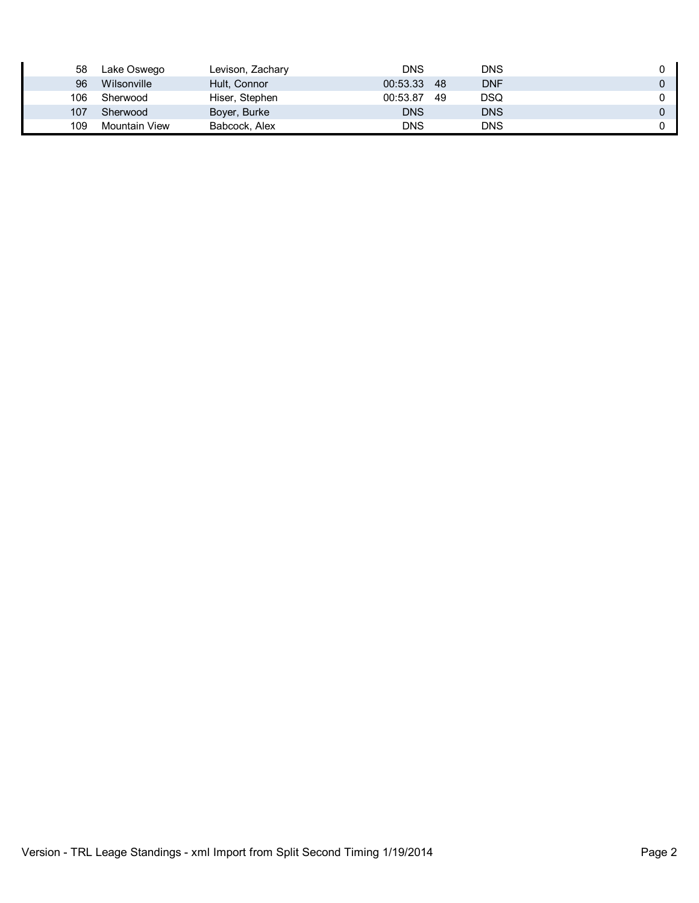| | | | | | | | |
|---|---|---|---|---|---|---|---|
| 58 | Lake Oswego | Levison, Zachary | DNS | | DNS | | 0 |
| 96 | Wilsonville | Hult, Connor | 00:53.33 | 48 | DNF | | 0 |
| 106 | Sherwood | Hiser, Stephen | 00:53.87 | 49 | DSQ | | 0 |
| 107 | Sherwood | Boyer, Burke | DNS | | DNS | | 0 |
| 109 | Mountain View | Babcock, Alex | DNS | | DNS | | 0 |

Version - TRL Leage Standings - xml Import from Split Second Timing 1/19/2014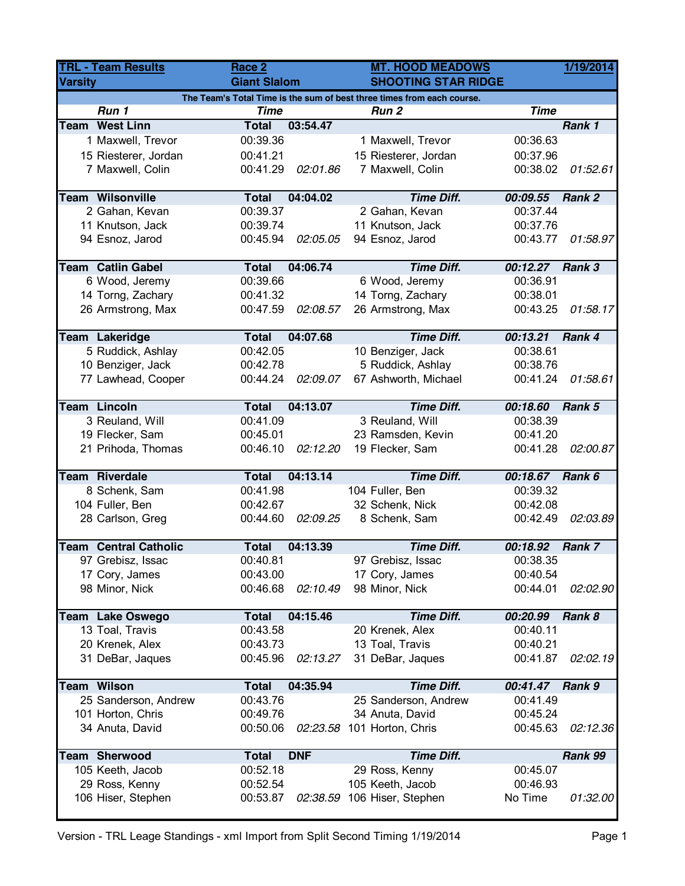| TRL - Team Results | | Race 2 | | MT. HOOD MEADOWS | | 1/19/2014 |
|---|---|---|---|---|---|---|
| Varsity | | Giant Slalom | | SHOOTING STAR RIDGE | | |
| The Team's Total Time is the sum of best three times from each course. | | | | | | |
| Run 1 | | Time | | Run 2 | Time | |
| **Team** | **West Linn** | **Total** | **03:54.47** | | | ***Rank 1*** |
| 1 | Maxwell, Trevor | 00:39.36 | | 1 Maxwell, Trevor | 00:36.63 | |
| 15 | Riesterer, Jordan | 00:41.21 | | 15 Riesterer, Jordan | 00:37.96 | |
| 7 | Maxwell, Colin | 00:41.29 | *02:01.86* | 7 Maxwell, Colin | 00:38.02 | *01:52.61* |
| **Team** | **Wilsonville** | **Total** | **04:04.02** | ***Time Diff.*** | ***00:09.55*** | ***Rank 2*** |
| 2 | Gahan, Kevan | 00:39.37 | | 2 Gahan, Kevan | 00:37.44 | |
| 11 | Knutson, Jack | 00:39.74 | | 11 Knutson, Jack | 00:37.76 | |
| 94 | Esnoz, Jarod | 00:45.94 | *02:05.05* | 94 Esnoz, Jarod | 00:43.77 | *01:58.97* |
| **Team** | **Catlin Gabel** | **Total** | **04:06.74** | ***Time Diff.*** | ***00:12.27*** | ***Rank 3*** |
| 6 | Wood, Jeremy | 00:39.66 | | 6 Wood, Jeremy | 00:36.91 | |
| 14 | Torng, Zachary | 00:41.32 | | 14 Torng, Zachary | 00:38.01 | |
| 26 | Armstrong, Max | 00:47.59 | *02:08.57* | 26 Armstrong, Max | 00:43.25 | *01:58.17* |
| **Team** | **Lakeridge** | **Total** | **04:07.68** | ***Time Diff.*** | ***00:13.21*** | ***Rank 4*** |
| 5 | Ruddick, Ashlay | 00:42.05 | | 10 Benziger, Jack | 00:38.61 | |
| 10 | Benziger, Jack | 00:42.78 | | 5 Ruddick, Ashlay | 00:38.76 | |
| 77 | Lawhead, Cooper | 00:44.24 | *02:09.07* | 67 Ashworth, Michael | 00:41.24 | *01:58.61* |
| **Team** | **Lincoln** | **Total** | **04:13.07** | ***Time Diff.*** | ***00:18.60*** | ***Rank 5*** |
| 3 | Reuland, Will | 00:41.09 | | 3 Reuland, Will | 00:38.39 | |
| 19 | Flecker, Sam | 00:45.01 | | 23 Ramsden, Kevin | 00:41.20 | |
| 21 | Prihoda, Thomas | 00:46.10 | *02:12.20* | 19 Flecker, Sam | 00:41.28 | *02:00.87* |
| **Team** | **Riverdale** | **Total** | **04:13.14** | ***Time Diff.*** | ***00:18.67*** | ***Rank 6*** |
| 8 | Schenk, Sam | 00:41.98 | | 104 Fuller, Ben | 00:39.32 | |
| 104 | Fuller, Ben | 00:42.67 | | 32 Schenk, Nick | 00:42.08 | |
| 28 | Carlson, Greg | 00:44.60 | *02:09.25* | 8 Schenk, Sam | 00:42.49 | *02:03.89* |
| **Team** | **Central Catholic** | **Total** | **04:13.39** | ***Time Diff.*** | ***00:18.92*** | ***Rank 7*** |
| 97 | Grebisz, Issac | 00:40.81 | | 97 Grebisz, Issac | 00:38.35 | |
| 17 | Cory, James | 00:43.00 | | 17 Cory, James | 00:40.54 | |
| 98 | Minor, Nick | 00:46.68 | *02:10.49* | 98 Minor, Nick | 00:44.01 | *02:02.90* |
| **Team** | **Lake Oswego** | **Total** | **04:15.46** | ***Time Diff.*** | ***00:20.99*** | ***Rank 8*** |
| 13 | Toal, Travis | 00:43.58 | | 20 Krenek, Alex | 00:40.11 | |
| 20 | Krenek, Alex | 00:43.73 | | 13 Toal, Travis | 00:40.21 | |
| 31 | DeBar, Jaques | 00:45.96 | *02:13.27* | 31 DeBar, Jaques | 00:41.87 | *02:02.19* |
| **Team** | **Wilson** | **Total** | **04:35.94** | ***Time Diff.*** | ***00:41.47*** | ***Rank 9*** |
| 25 | Sanderson, Andrew | 00:43.76 | | 25 Sanderson, Andrew | 00:41.49 | |
| 101 | Horton, Chris | 00:49.76 | | 34 Anuta, David | 00:45.24 | |
| 34 | Anuta, David | 00:50.06 | *02:23.58* | 101 Horton, Chris | 00:45.63 | *02:12.36* |
| **Team** | **Sherwood** | **Total** | **DNF** | ***Time Diff.*** | | ***Rank 99*** |
| 105 | Keeth, Jacob | 00:52.18 | | 29 Ross, Kenny | 00:45.07 | |
| 29 | Ross, Kenny | 00:52.54 | | 105 Keeth, Jacob | 00:46.93 | |
| 106 | Hiser, Stephen | 00:53.87 | *02:38.59* | 106 Hiser, Stephen | No Time | *01:32.00* |

Version - TRL Leage Standings - xml Import from Split Second Timing 1/19/2014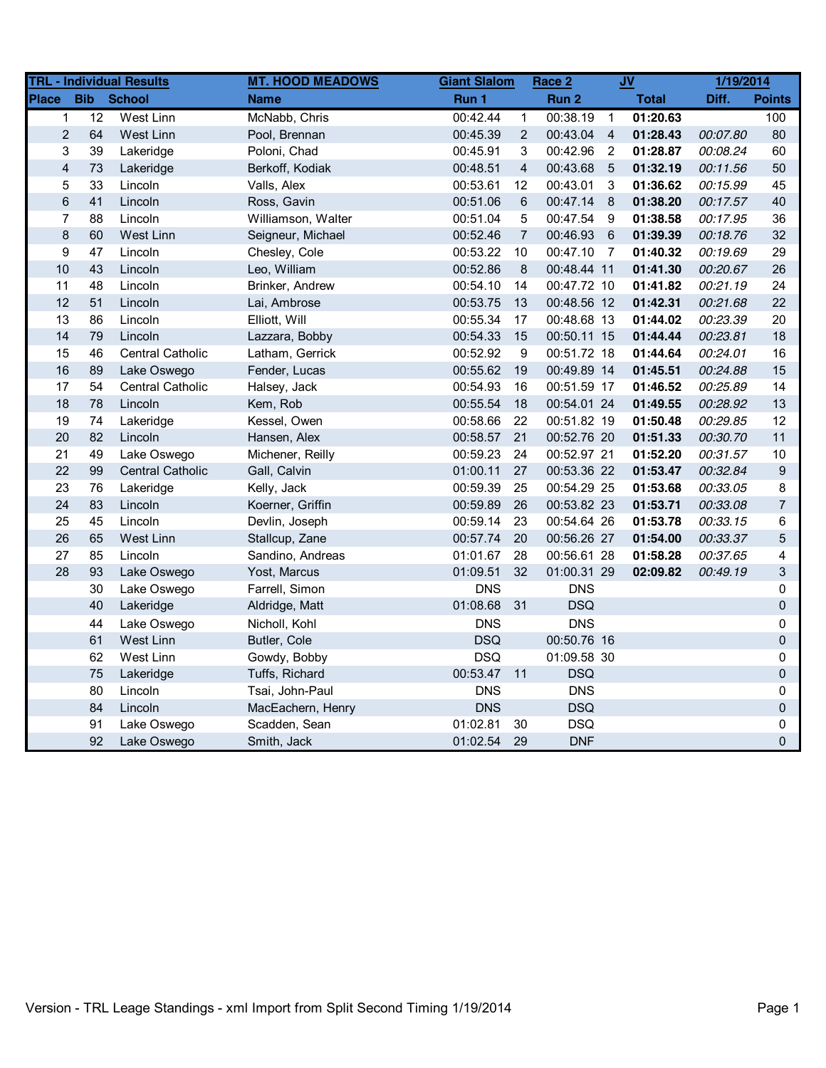| TRL - Individual Results | | | MT. HOOD MEADOWS | Giant Slalom | | Race 2 | | JV | | 1/19/2014 |
|---|---|---|---|---|---|---|---|---|---|---|
| **Place** | **Bib** | **School** | **Name** | **Run 1** | | **Run 2** | | **Total** | **Diff.** | **Points** |
| 1 | 12 | West Linn | McNabb, Chris | 00:42.44 | 1 | 00:38.19 | 1 | **01:20.63** | | 100 |
| 2 | 64 | West Linn | Pool, Brennan | 00:45.39 | 2 | 00:43.04 | 4 | **01:28.43** | *00:07.80* | 80 |
| 3 | 39 | Lakeridge | Poloni, Chad | 00:45.91 | 3 | 00:42.96 | 2 | **01:28.87** | *00:08.24* | 60 |
| 4 | 73 | Lakeridge | Berkoff, Kodiak | 00:48.51 | 4 | 00:43.68 | 5 | **01:32.19** | *00:11.56* | 50 |
| 5 | 33 | Lincoln | Valls, Alex | 00:53.61 | 12 | 00:43.01 | 3 | **01:36.62** | *00:15.99* | 45 |
| 6 | 41 | Lincoln | Ross, Gavin | 00:51.06 | 6 | 00:47.14 | 8 | **01:38.20** | *00:17.57* | 40 |
| 7 | 88 | Lincoln | Williamson, Walter | 00:51.04 | 5 | 00:47.54 | 9 | **01:38.58** | *00:17.95* | 36 |
| 8 | 60 | West Linn | Seigneur, Michael | 00:52.46 | 7 | 00:46.93 | 6 | **01:39.39** | *00:18.76* | 32 |
| 9 | 47 | Lincoln | Chesley, Cole | 00:53.22 | 10 | 00:47.10 | 7 | **01:40.32** | *00:19.69* | 29 |
| 10 | 43 | Lincoln | Leo, William | 00:52.86 | 8 | 00:48.44 | 11 | **01:41.30** | *00:20.67* | 26 |
| 11 | 48 | Lincoln | Brinker, Andrew | 00:54.10 | 14 | 00:47.72 | 10 | **01:41.82** | *00:21.19* | 24 |
| 12 | 51 | Lincoln | Lai, Ambrose | 00:53.75 | 13 | 00:48.56 | 12 | **01:42.31** | *00:21.68* | 22 |
| 13 | 86 | Lincoln | Elliott, Will | 00:55.34 | 17 | 00:48.68 | 13 | **01:44.02** | *00:23.39* | 20 |
| 14 | 79 | Lincoln | Lazzara, Bobby | 00:54.33 | 15 | 00:50.11 | 15 | **01:44.44** | *00:23.81* | 18 |
| 15 | 46 | Central Catholic | Latham, Gerrick | 00:52.92 | 9 | 00:51.72 | 18 | **01:44.64** | *00:24.01* | 16 |
| 16 | 89 | Lake Oswego | Fender, Lucas | 00:55.62 | 19 | 00:49.89 | 14 | **01:45.51** | *00:24.88* | 15 |
| 17 | 54 | Central Catholic | Halsey, Jack | 00:54.93 | 16 | 00:51.59 | 17 | **01:46.52** | *00:25.89* | 14 |
| 18 | 78 | Lincoln | Kem, Rob | 00:55.54 | 18 | 00:54.01 | 24 | **01:49.55** | *00:28.92* | 13 |
| 19 | 74 | Lakeridge | Kessel, Owen | 00:58.66 | 22 | 00:51.82 | 19 | **01:50.48** | *00:29.85* | 12 |
| 20 | 82 | Lincoln | Hansen, Alex | 00:58.57 | 21 | 00:52.76 | 20 | **01:51.33** | *00:30.70* | 11 |
| 21 | 49 | Lake Oswego | Michener, Reilly | 00:59.23 | 24 | 00:52.97 | 21 | **01:52.20** | *00:31.57* | 10 |
| 22 | 99 | Central Catholic | Gall, Calvin | 01:00.11 | 27 | 00:53.36 | 22 | **01:53.47** | *00:32.84* | 9 |
| 23 | 76 | Lakeridge | Kelly, Jack | 00:59.39 | 25 | 00:54.29 | 25 | **01:53.68** | *00:33.05* | 8 |
| 24 | 83 | Lincoln | Koerner, Griffin | 00:59.89 | 26 | 00:53.82 | 23 | **01:53.71** | *00:33.08* | 7 |
| 25 | 45 | Lincoln | Devlin, Joseph | 00:59.14 | 23 | 00:54.64 | 26 | **01:53.78** | *00:33.15* | 6 |
| 26 | 65 | West Linn | Stallcup, Zane | 00:57.74 | 20 | 00:56.26 | 27 | **01:54.00** | *00:33.37* | 5 |
| 27 | 85 | Lincoln | Sandino, Andreas | 01:01.67 | 28 | 00:56.61 | 28 | **01:58.28** | *00:37.65* | 4 |
| 28 | 93 | Lake Oswego | Yost, Marcus | 01:09.51 | 32 | 01:00.31 | 29 | **02:09.82** | *00:49.19* | 3 |
| | 30 | Lake Oswego | Farrell, Simon | DNS | | DNS | | | | 0 |
| | 40 | Lakeridge | Aldridge, Matt | 01:08.68 | 31 | DSQ | | | | 0 |
| | 44 | Lake Oswego | Nicholl, Kohl | DNS | | DNS | | | | 0 |
| | 61 | West Linn | Butler, Cole | DSQ | | 00:50.76 | 16 | | | 0 |
| | 62 | West Linn | Gowdy, Bobby | DSQ | | 01:09.58 | 30 | | | 0 |
| | 75 | Lakeridge | Tuffs, Richard | 00:53.47 | 11 | DSQ | | | | 0 |
| | 80 | Lincoln | Tsai, John-Paul | DNS | | DNS | | | | 0 |
| | 84 | Lincoln | MacEachern, Henry | DNS | | DSQ | | | | 0 |
| | 91 | Lake Oswego | Scadden, Sean | 01:02.81 | 30 | DSQ | | | | 0 |
| | 92 | Lake Oswego | Smith, Jack | 01:02.54 | 29 | DNF | | | | 0 |

Version - TRL Leage Standings - xml Import from Split Second Timing 1/19/2014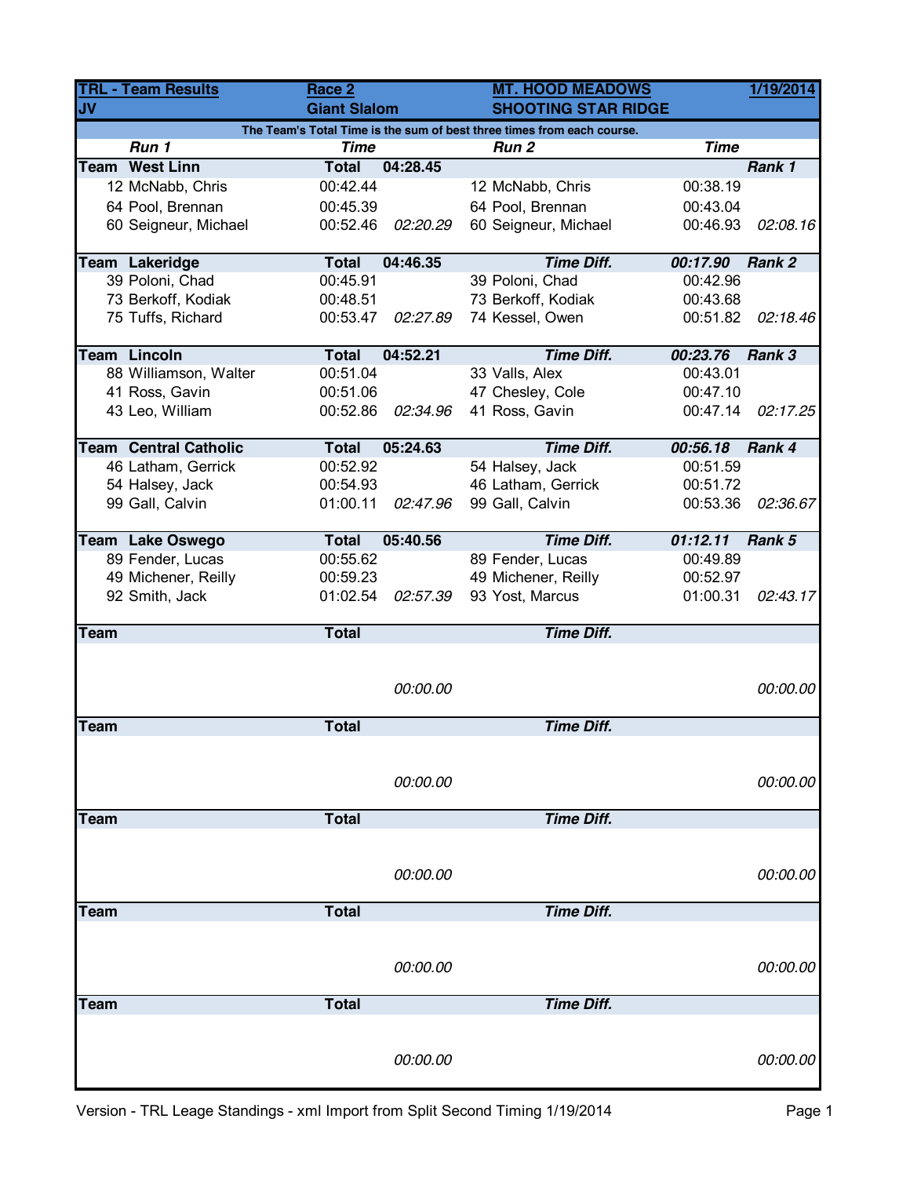| TRL - Team Results | Race 2 | | MT. HOOD MEADOWS | | 1/19/2014 |
|---|---|---|---|---|---|
| JV | Giant Slalom | | SHOOTING STAR RIDGE | | |

**The Team's Total Time is the sum of best three times from each course.**

| *Run 1* | *Time* | | *Run 2* | *Time* | |
|---|---|---|---|---|---|
| **Team West Linn** | **Total** | **04:28.45** | | | ***Rank 1*** |
| 12 McNabb, Chris | 00:42.44 | | 12 McNabb, Chris | 00:38.19 | |
| 64 Pool, Brennan | 00:45.39 | | 64 Pool, Brennan | 00:43.04 | |
| 60 Seigneur, Michael | 00:52.46 | *02:20.29* | 60 Seigneur, Michael | 00:46.93 | *02:08.16* |
| **Team Lakeridge** | **Total** | **04:46.35** | ***Time Diff.*** | ***00:17.90*** | ***Rank 2*** |
| 39 Poloni, Chad | 00:45.91 | | 39 Poloni, Chad | 00:42.96 | |
| 73 Berkoff, Kodiak | 00:48.51 | | 73 Berkoff, Kodiak | 00:43.68 | |
| 75 Tuffs, Richard | 00:53.47 | *02:27.89* | 74 Kessel, Owen | 00:51.82 | *02:18.46* |
| **Team Lincoln** | **Total** | **04:52.21** | ***Time Diff.*** | ***00:23.76*** | ***Rank 3*** |
| 88 Williamson, Walter | 00:51.04 | | 33 Valls, Alex | 00:43.01 | |
| 41 Ross, Gavin | 00:51.06 | | 47 Chesley, Cole | 00:47.10 | |
| 43 Leo, William | 00:52.86 | *02:34.96* | 41 Ross, Gavin | 00:47.14 | *02:17.25* |
| **Team Central Catholic** | **Total** | **05:24.63** | ***Time Diff.*** | ***00:56.18*** | ***Rank 4*** |
| 46 Latham, Gerrick | 00:52.92 | | 54 Halsey, Jack | 00:51.59 | |
| 54 Halsey, Jack | 00:54.93 | | 46 Latham, Gerrick | 00:51.72 | |
| 99 Gall, Calvin | 01:00.11 | *02:47.96* | 99 Gall, Calvin | 00:53.36 | *02:36.67* |
| **Team Lake Oswego** | **Total** | **05:40.56** | ***Time Diff.*** | ***01:12.11*** | ***Rank 5*** |
| 89 Fender, Lucas | 00:55.62 | | 89 Fender, Lucas | 00:49.89 | |
| 49 Michener, Reilly | 00:59.23 | | 49 Michener, Reilly | 00:52.97 | |
| 92 Smith, Jack | 01:02.54 | *02:57.39* | 93 Yost, Marcus | 01:00.31 | *02:43.17* |
| **Team** | **Total** | | ***Time Diff.*** | | |
| | | *00:00.00* | | | *00:00.00* |
| **Team** | **Total** | | ***Time Diff.*** | | |
| | | *00:00.00* | | | *00:00.00* |
| **Team** | **Total** | | ***Time Diff.*** | | |
| | | *00:00.00* | | | *00:00.00* |
| **Team** | **Total** | | ***Time Diff.*** | | |
| | | *00:00.00* | | | *00:00.00* |
| **Team** | **Total** | | ***Time Diff.*** | | |
| | | *00:00.00* | | | *00:00.00* |

Version - TRL Leage Standings - xml Import from Split Second Timing 1/19/2014